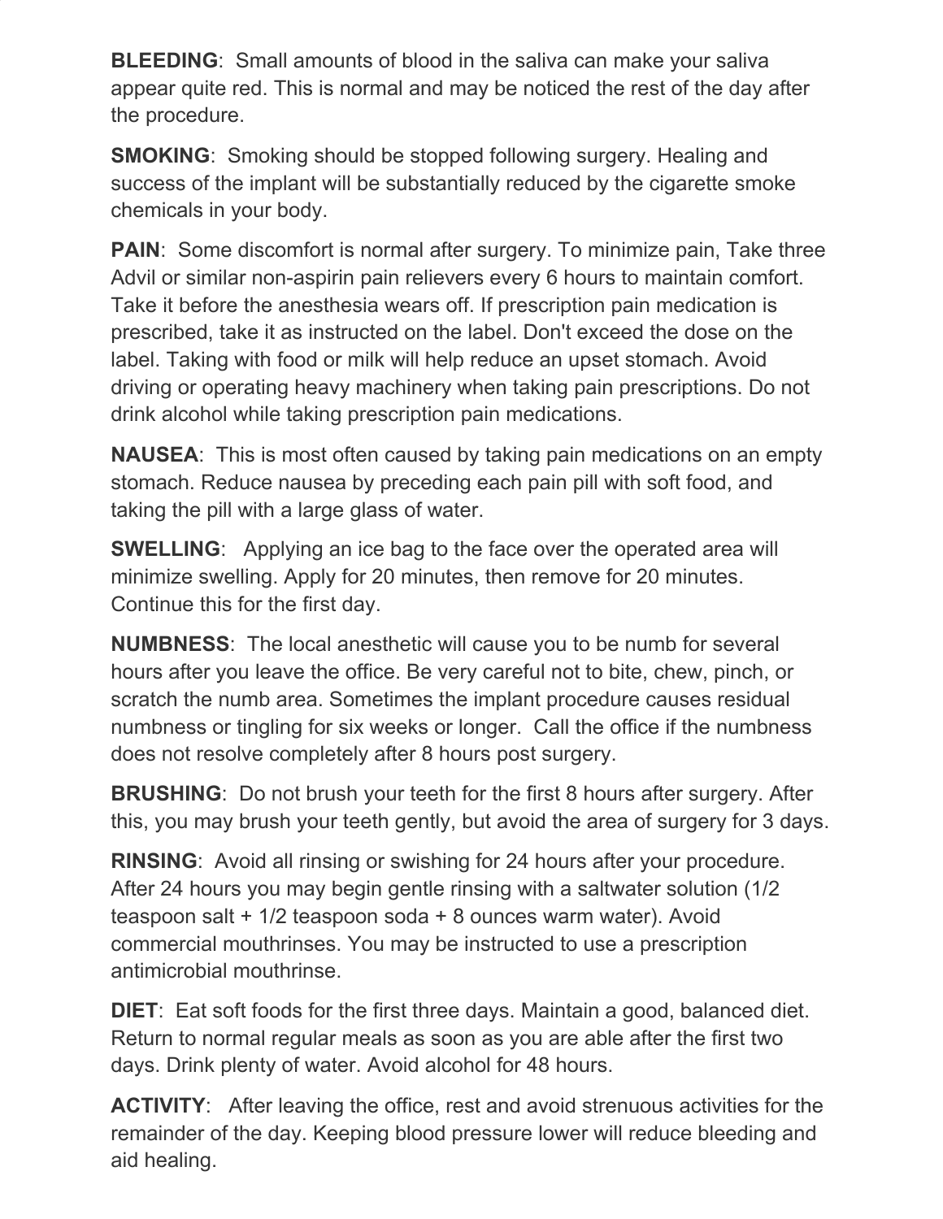**BLEEDING**:  Small amounts of blood in the saliva can make your saliva appear quite red. This is normal and may be noticed the rest of the day after the procedure.

**SMOKING**:  Smoking should be stopped following surgery. Healing and success of the implant will be substantially reduced by the cigarette smoke chemicals in your body.

**PAIN**:  Some discomfort is normal after surgery. To minimize pain, Take three Advil or similar non-aspirin pain relievers every 6 hours to maintain comfort. Take it before the anesthesia wears off. If prescription pain medication is prescribed, take it as instructed on the label. Don't exceed the dose on the label. Taking with food or milk will help reduce an upset stomach. Avoid driving or operating heavy machinery when taking pain prescriptions. Do not drink alcohol while taking prescription pain medications.

**NAUSEA**:  This is most often caused by taking pain medications on an empty stomach. Reduce nausea by preceding each pain pill with soft food, and taking the pill with a large glass of water.

**SWELLING**:   Applying an ice bag to the face over the operated area will minimize swelling. Apply for 20 minutes, then remove for 20 minutes. Continue this for the first day.

**NUMBNESS**:  The local anesthetic will cause you to be numb for several hours after you leave the office. Be very careful not to bite, chew, pinch, or scratch the numb area. Sometimes the implant procedure causes residual numbness or tingling for six weeks or longer.  Call the office if the numbness does not resolve completely after 8 hours post surgery.

**BRUSHING**:  Do not brush your teeth for the first 8 hours after surgery. After this, you may brush your teeth gently, but avoid the area of surgery for 3 days.

**RINSING**:  Avoid all rinsing or swishing for 24 hours after your procedure. After 24 hours you may begin gentle rinsing with a saltwater solution (1/2 teaspoon salt + 1/2 teaspoon soda + 8 ounces warm water). Avoid commercial mouthrinses. You may be instructed to use a prescription antimicrobial mouthrinse.

**DIET**:  Eat soft foods for the first three days. Maintain a good, balanced diet. Return to normal regular meals as soon as you are able after the first two days. Drink plenty of water. Avoid alcohol for 48 hours.

**ACTIVITY**:   After leaving the office, rest and avoid strenuous activities for the remainder of the day. Keeping blood pressure lower will reduce bleeding and aid healing.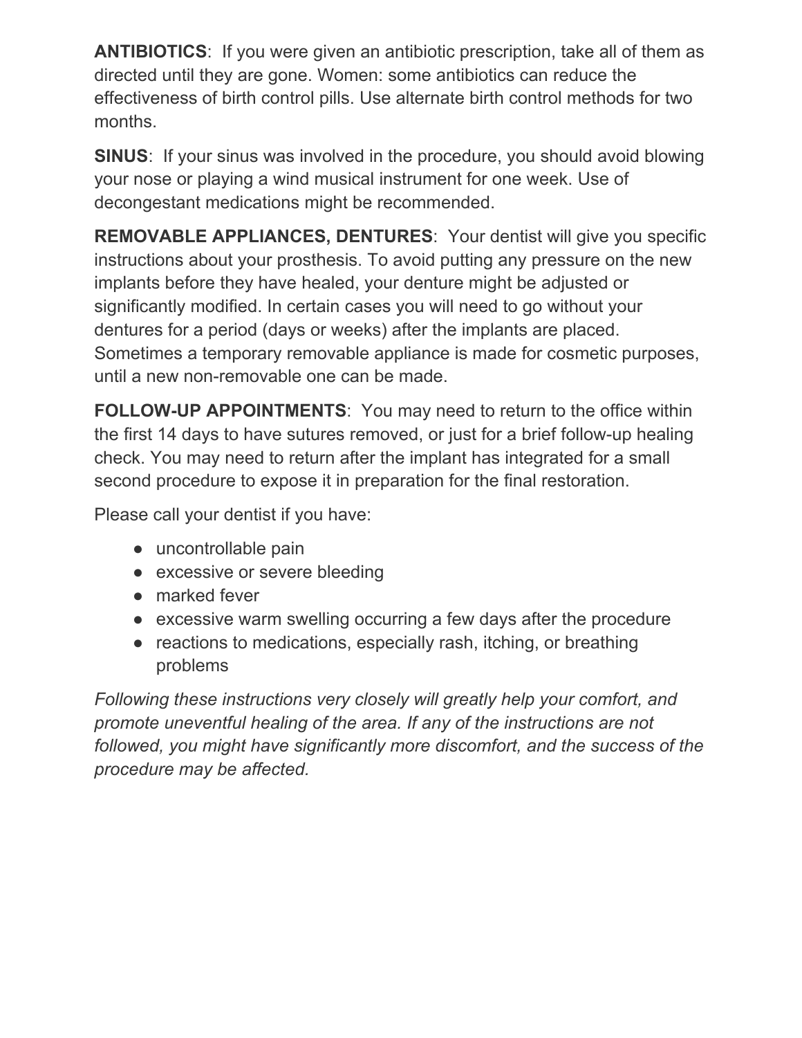**ANTIBIOTICS**: If you were given an antibiotic prescription, take all of them as directed until they are gone. Women: some antibiotics can reduce the effectiveness of birth control pills. Use alternate birth control methods for two months.

**SINUS**: If your sinus was involved in the procedure, you should avoid blowing your nose or playing a wind musical instrument for one week. Use of decongestant medications might be recommended.

**REMOVABLE APPLIANCES, DENTURES**: Your dentist will give you specific instructions about your prosthesis. To avoid putting any pressure on the new implants before they have healed, your denture might be adjusted or significantly modified. In certain cases you will need to go without your dentures for a period (days or weeks) after the implants are placed. Sometimes a temporary removable appliance is made for cosmetic purposes, until a new non-removable one can be made.

**FOLLOW-UP APPOINTMENTS**: You may need to return to the office within the first 14 days to have sutures removed, or just for a brief follow-up healing check. You may need to return after the implant has integrated for a small second procedure to expose it in preparation for the final restoration.

Please call your dentist if you have:

- uncontrollable pain
- excessive or severe bleeding
- marked fever
- excessive warm swelling occurring a few days after the procedure
- reactions to medications, especially rash, itching, or breathing problems

*Following these instructions very closely will greatly help your comfort, and promote uneventful healing of the area. If any of the instructions are not followed, you might have significantly more discomfort, and the success of the procedure may be affected.*